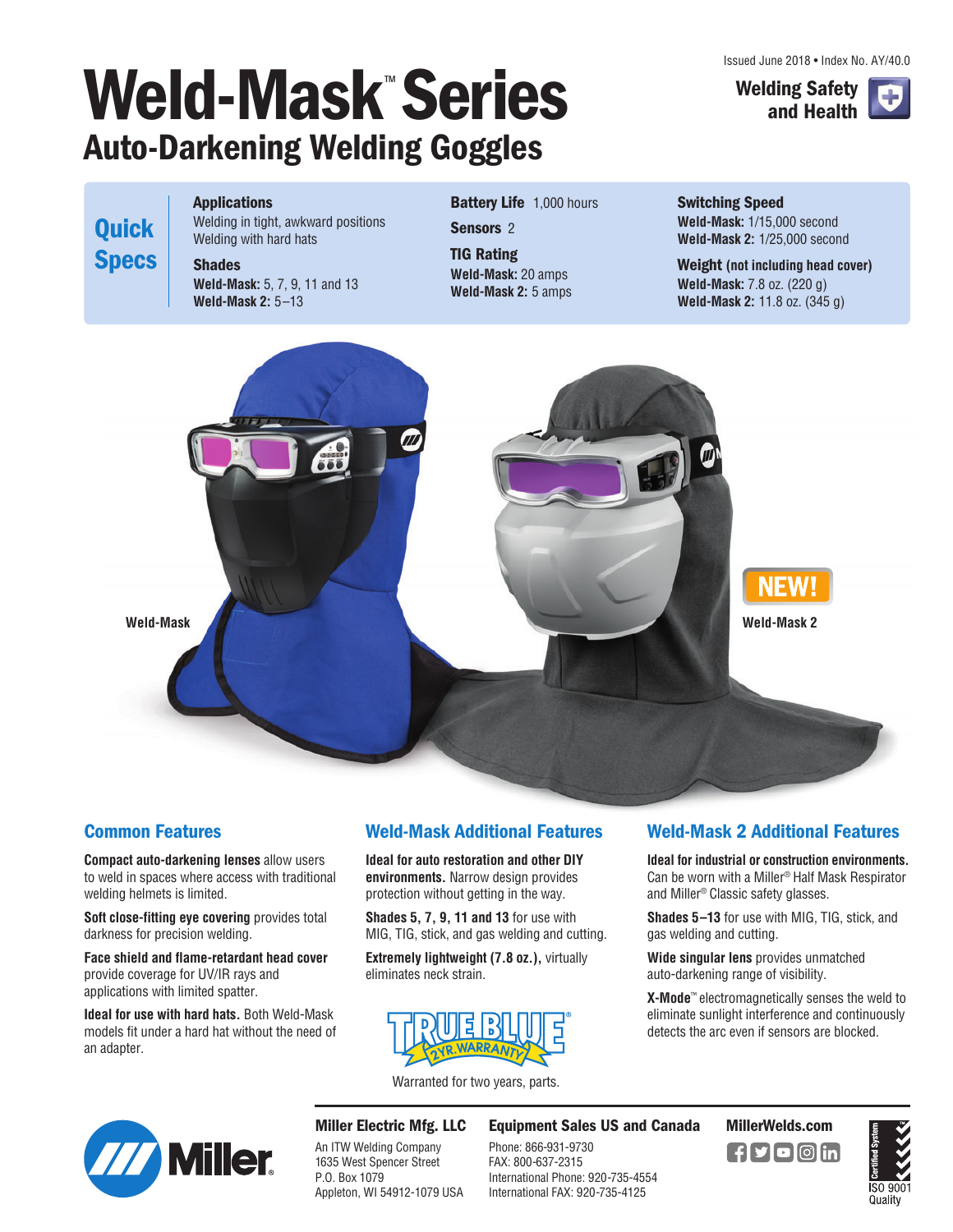Issued June 2018 • Index No. AY/40.0

**Welding Safety and Health**

# Weld-Mask™ Series

## Auto-Darkening Welding Goggles

## Quick Specs

**Applications**
Welding in tight, awkward positions
Welding with hard hats

**Shades**
**Weld-Mask:** 5, 7, 9, 11 and 13
**Weld-Mask 2:** 5–13

**Battery Life** 1,000 hours

**Sensors** 2

**TIG Rating**
**Weld-Mask:** 20 amps
**Weld-Mask 2:** 5 amps

**Switching Speed**
**Weld-Mask:** 1/15,000 second
**Weld-Mask 2:** 1/25,000 second

**Weight (not including head cover)**
**Weld-Mask:** 7.8 oz. (220 g)
**Weld-Mask 2:** 11.8 oz. (345 g)

Weld-Mask

NEW!

Weld-Mask 2

### Common Features

**Compact auto-darkening lenses** allow users to weld in spaces where access with traditional welding helmets is limited.

**Soft close-fitting eye covering** provides total darkness for precision welding.

**Face shield and flame-retardant head cover** provide coverage for UV/IR rays and applications with limited spatter.

**Ideal for use with hard hats.** Both Weld-Mask models fit under a hard hat without the need of an adapter.

### Weld-Mask Additional Features

**Ideal for auto restoration and other DIY environments.** Narrow design provides protection without getting in the way.

**Shades 5, 7, 9, 11 and 13** for use with MIG, TIG, stick, and gas welding and cutting.

**Extremely lightweight (7.8 oz.),** virtually eliminates neck strain.

TRUE BLUE® 2 YR. WARRANTY

Warranted for two years, parts.

### Weld-Mask 2 Additional Features

**Ideal for industrial or construction environments.** Can be worn with a Miller® Half Mask Respirator and Miller® Classic safety glasses.

**Shades 5–13** for use with MIG, TIG, stick, and gas welding and cutting.

**Wide singular lens** provides unmatched auto-darkening range of visibility.

**X-Mode**™ electromagnetically senses the weld to eliminate sunlight interference and continuously detects the arc even if sensors are blocked.

**Miller Electric Mfg. LLC**
An ITW Welding Company
1635 West Spencer Street
P.O. Box 1079
Appleton, WI 54912-1079 USA

**Equipment Sales US and Canada**
Phone: 866-931-9730
FAX: 800-637-2315
International Phone: 920-735-4554
International FAX: 920-735-4125

**MillerWelds.com**

Certified System ISO 9001 Quality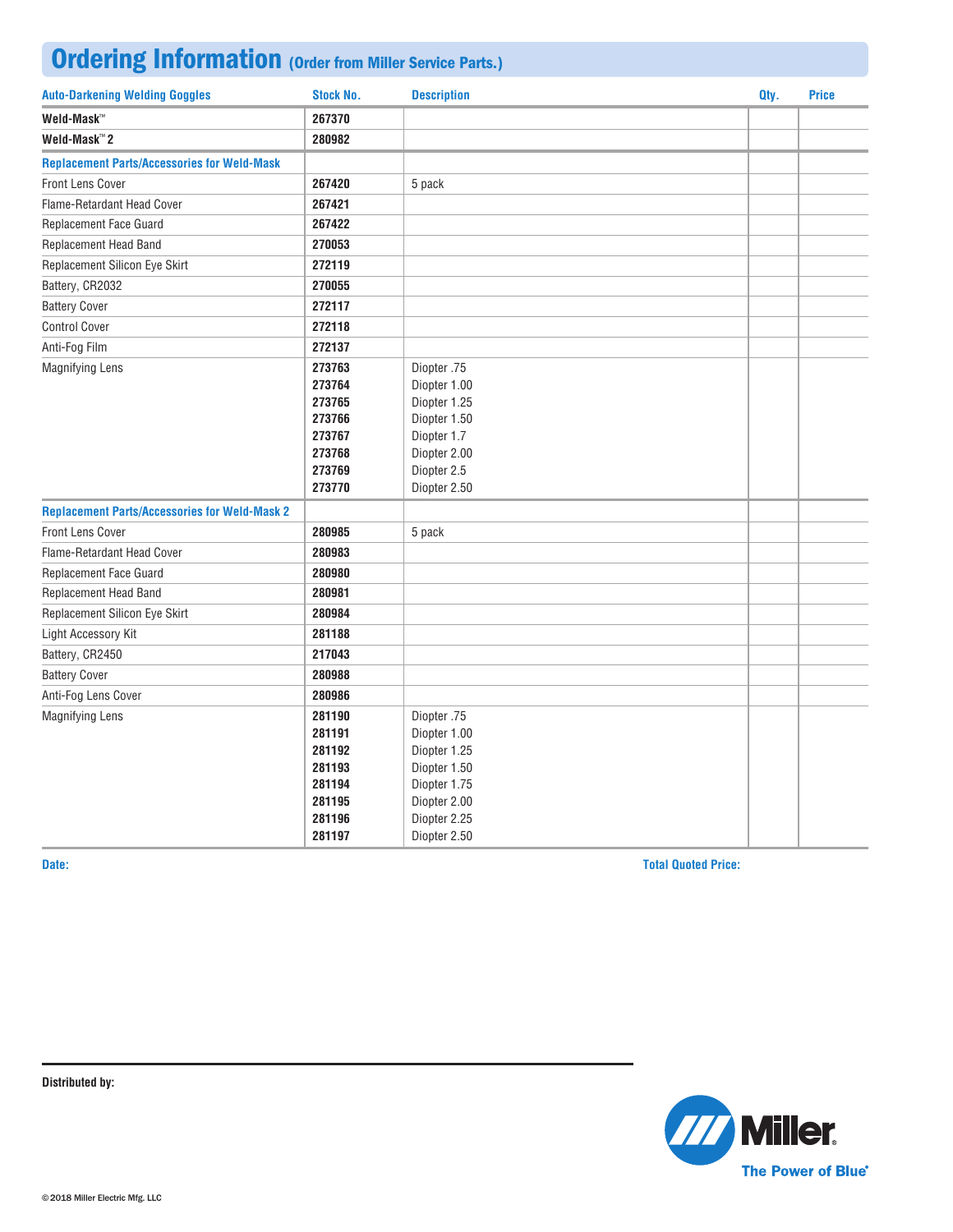# Ordering Information (Order from Miller Service Parts.)

| Auto-Darkening Welding Goggles | Stock No. | Description | Qty. | Price |
|---|---|---|---|---|
| **Weld-Mask™** | **267370** | | | |
| **Weld-Mask™ 2** | **280982** | | | |
| **Replacement Parts/Accessories for Weld-Mask** | | | | |
| Front Lens Cover | **267420** | 5 pack | | |
| Flame-Retardant Head Cover | **267421** | | | |
| Replacement Face Guard | **267422** | | | |
| Replacement Head Band | **270053** | | | |
| Replacement Silicon Eye Skirt | **272119** | | | |
| Battery, CR2032 | **270055** | | | |
| Battery Cover | **272117** | | | |
| Control Cover | **272118** | | | |
| Anti-Fog Film | **272137** | | | |
| Magnifying Lens | **273763**<br>**273764**<br>**273765**<br>**273766**<br>**273767**<br>**273768**<br>**273769**<br>**273770** | Diopter .75<br>Diopter 1.00<br>Diopter 1.25<br>Diopter 1.50<br>Diopter 1.7<br>Diopter 2.00<br>Diopter 2.5<br>Diopter 2.50 | | |
| **Replacement Parts/Accessories for Weld-Mask 2** | | | | |
| Front Lens Cover | **280985** | 5 pack | | |
| Flame-Retardant Head Cover | **280983** | | | |
| Replacement Face Guard | **280980** | | | |
| Replacement Head Band | **280981** | | | |
| Replacement Silicon Eye Skirt | **280984** | | | |
| Light Accessory Kit | **281188** | | | |
| Battery, CR2450 | **217043** | | | |
| Battery Cover | **280988** | | | |
| Anti-Fog Lens Cover | **280986** | | | |
| Magnifying Lens | **281190**<br>**281191**<br>**281192**<br>**281193**<br>**281194**<br>**281195**<br>**281196**<br>**281197** | Diopter .75<br>Diopter 1.00<br>Diopter 1.25<br>Diopter 1.50<br>Diopter 1.75<br>Diopter 2.00<br>Diopter 2.25<br>Diopter 2.50 | | |

**Date:**

**Total Quoted Price:**

**Distributed by:**

Miller
The Power of Blue®

© 2018 Miller Electric Mfg. LLC